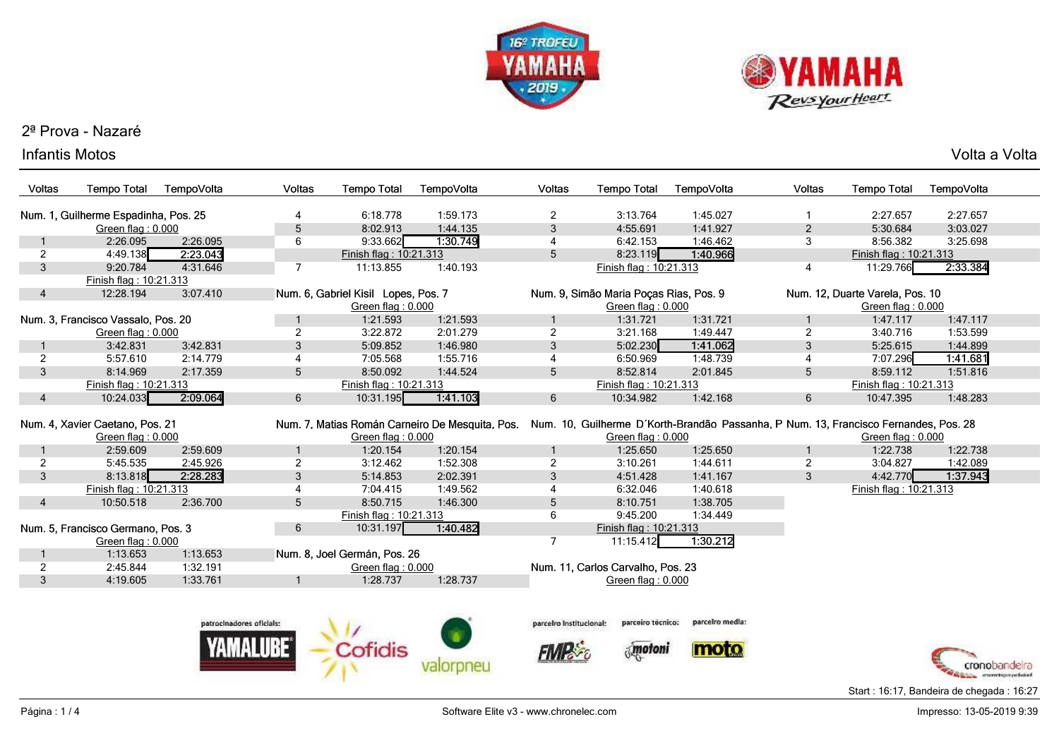## 2ª Prova - Nazaré

### Infantis Motos

Volta a Volta

**Num. 1, Guilherme Espadinha, Pos. 25**

| Voltas | Tempo Total | TempoVolta |
|---|---|---|
| | Green flag : 0.000 | |
| 1 | 2:26.095 | 2:26.095 |
| 2 | 4:49.138 | **2:23.043** |
| 3 | 9:20.784 | 4:31.646 |
| | Finish flag : 10:21.313 | |
| 4 | 12:28.194 | 3:07.410 |

**Num. 3, Francisco Vassalo, Pos. 20**

| Voltas | Tempo Total | TempoVolta |
|---|---|---|
| | Green flag : 0.000 | |
| 1 | 3:42.831 | 3:42.831 |
| 2 | 5:57.610 | 2:14.779 |
| 3 | 8:14.969 | 2:17.359 |
| | Finish flag : 10:21.313 | |
| 4 | 10:24.033 | **2:09.064** |

**Num. 4, Xavier Caetano, Pos. 21**

| Voltas | Tempo Total | TempoVolta |
|---|---|---|
| | Green flag : 0.000 | |
| 1 | 2:59.609 | 2:59.609 |
| 2 | 5:45.535 | 2:45.926 |
| 3 | 8:13.818 | **2:28.283** |
| | Finish flag : 10:21.313 | |
| 4 | 10:50.518 | 2:36.700 |

**Num. 5, Francisco Germano, Pos. 3**

| Voltas | Tempo Total | TempoVolta |
|---|---|---|
| | Green flag : 0.000 | |
| 1 | 1:13.653 | 1:13.653 |
| 2 | 2:45.844 | 1:32.191 |
| 3 | 4:19.605 | 1:33.761 |
| 4 | 6:18.778 | 1:59.173 |
| 5 | 8:02.913 | 1:44.135 |
| 6 | 9:33.662 | **1:30.749** |
| | Finish flag : 10:21.313 | |
| 7 | 11:13.855 | 1:40.193 |

**Num. 6, Gabriel Kisil Lopes, Pos. 7**

| Voltas | Tempo Total | TempoVolta |
|---|---|---|
| | Green flag : 0.000 | |
| 1 | 1:21.593 | 1:21.593 |
| 2 | 3:22.872 | 2:01.279 |
| 3 | 5:09.852 | 1:46.980 |
| 4 | 7:05.568 | 1:55.716 |
| 5 | 8:50.092 | 1:44.524 |
| | Finish flag : 10:21.313 | |
| 6 | 10:31.195 | **1:41.103** |

**Num. 7, Matias Román Carneiro De Mesquita, Pos.**

| Voltas | Tempo Total | TempoVolta |
|---|---|---|
| | Green flag : 0.000 | |
| 1 | 1:20.154 | 1:20.154 |
| 2 | 3:12.462 | 1:52.308 |
| 3 | 5:14.853 | 2:02.391 |
| 4 | 7:04.415 | 1:49.562 |
| 5 | 8:50.715 | 1:46.300 |
| | Finish flag : 10:21.313 | |
| 6 | 10:31.197 | **1:40.482** |

**Num. 8, Joel Germán, Pos. 26**

| Voltas | Tempo Total | TempoVolta |
|---|---|---|
| | Green flag : 0.000 | |
| 1 | 1:28.737 | 1:28.737 |
| 2 | 3:13.764 | 1:45.027 |
| 3 | 4:55.691 | 1:41.927 |
| 4 | 6:42.153 | 1:46.462 |
| 5 | 8:23.119 | **1:40.966** |
| | Finish flag : 10:21.313 | |

**Num. 9, Simão Maria Poças Rias, Pos. 9**

| Voltas | Tempo Total | TempoVolta |
|---|---|---|
| | Green flag : 0.000 | |
| 1 | 1:31.721 | 1:31.721 |
| 2 | 3:21.168 | 1:49.447 |
| 3 | 5:02.230 | **1:41.062** |
| 4 | 6:50.969 | 1:48.739 |
| 5 | 8:52.814 | 2:01.845 |
| | Finish flag : 10:21.313 | |
| 6 | 10:34.982 | 1:42.168 |

**Num. 10, Guilherme D´Korth-Brandão Passanha, P**

| Voltas | Tempo Total | TempoVolta |
|---|---|---|
| | Green flag : 0.000 | |
| 1 | 1:25.650 | 1:25.650 |
| 2 | 3:10.261 | 1:44.611 |
| 3 | 4:51.428 | 1:41.167 |
| 4 | 6:32.046 | 1:40.618 |
| 5 | 8:10.751 | 1:38.705 |
| 6 | 9:45.200 | 1:34.449 |
| | Finish flag : 10:21.313 | |
| 7 | 11:15.412 | **1:30.212** |

**Num. 11, Carlos Carvalho, Pos. 23**

| Voltas | Tempo Total | TempoVolta |
|---|---|---|
| | Green flag : 0.000 | |
| 1 | 2:27.657 | 2:27.657 |
| 2 | 5:30.684 | 3:03.027 |
| 3 | 8:56.382 | 3:25.698 |
| | Finish flag : 10:21.313 | |
| 4 | 11:29.766 | **2:33.384** |

**Num. 12, Duarte Varela, Pos. 10**

| Voltas | Tempo Total | TempoVolta |
|---|---|---|
| | Green flag : 0.000 | |
| 1 | 1:47.117 | 1:47.117 |
| 2 | 3:40.716 | 1:53.599 |
| 3 | 5:25.615 | 1:44.899 |
| 4 | 7:07.296 | **1:41.681** |
| 5 | 8:59.112 | 1:51.816 |
| | Finish flag : 10:21.313 | |
| 6 | 10:47.395 | 1:48.283 |

**Num. 13, Francisco Fernandes, Pos. 28**

| Voltas | Tempo Total | TempoVolta |
|---|---|---|
| | Green flag : 0.000 | |
| 1 | 1:22.738 | 1:22.738 |
| 2 | 3:04.827 | 1:42.089 |
| 3 | 4:42.770 | **1:37.943** |
| | Finish flag : 10:21.313 | |

patrocinadores oficiais: YAMALUBE, Cofidis, valorpneu — parceiro institucional: FMP — parceiro técnico: motoni — parceiro media: moto

Start : 16:17, Bandeira de chegada : 16:27

Software Elite v3 - www.chronelec.com

Impresso: 13-05-2019 9:39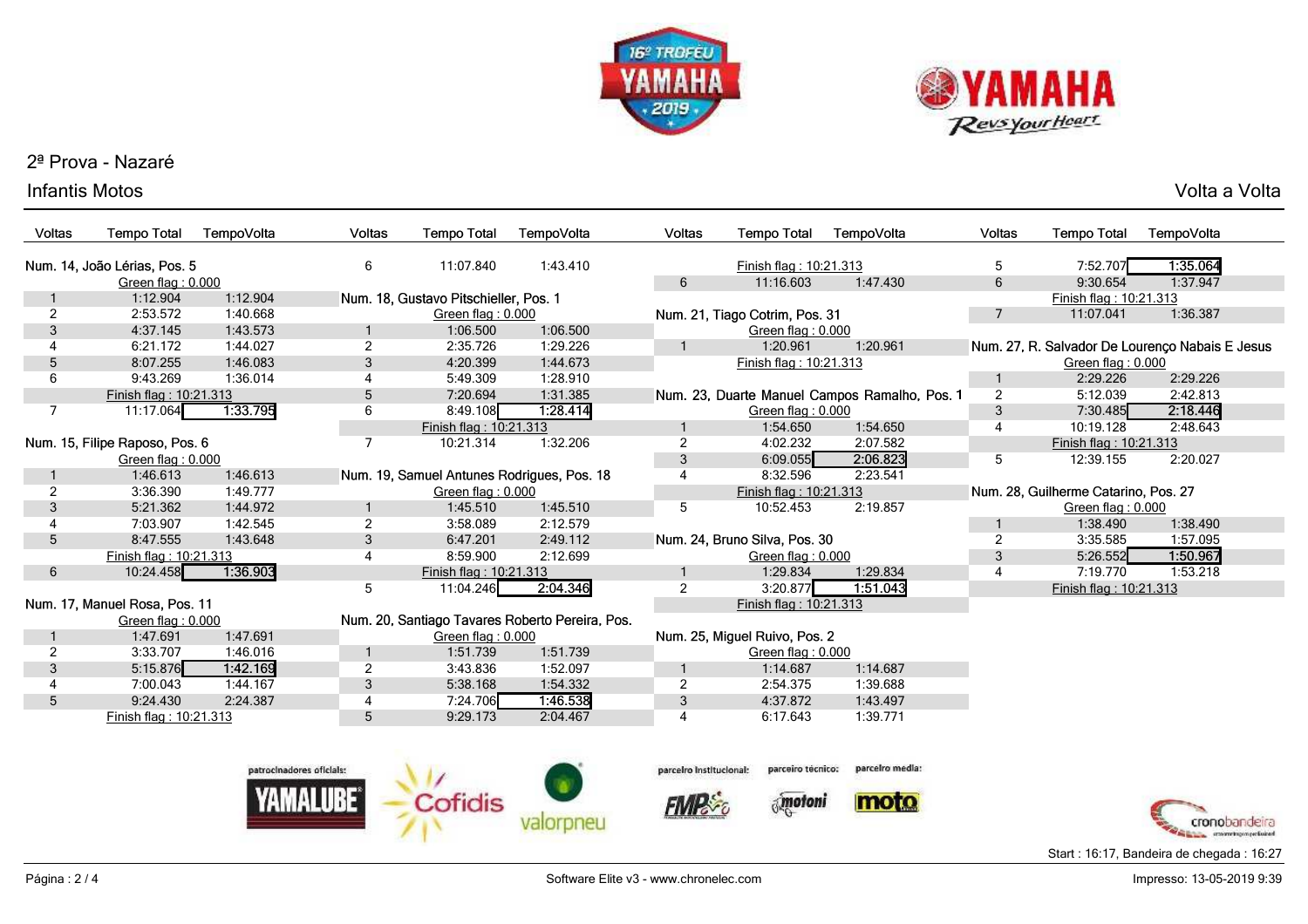## 2ª Prova - Nazaré

### Infantis Motos

Volta a Volta

**Num. 14, João Lérias, Pos. 5**

| Voltas | Tempo Total | TempoVolta |
|---|---|---|
| | Green flag : 0.000 | |
| 1 | 1:12.904 | 1:12.904 |
| 2 | 2:53.572 | 1:40.668 |
| 3 | 4:37.145 | 1:43.573 |
| 4 | 6:21.172 | 1:44.027 |
| 5 | 8:07.255 | 1:46.083 |
| 6 | 9:43.269 | 1:36.014 |
| | Finish flag : 10:21.313 | |
| 7 | 11:17.064 | **1:33.795** |

**Num. 15, Filipe Raposo, Pos. 6**

| Voltas | Tempo Total | TempoVolta |
|---|---|---|
| | Green flag : 0.000 | |
| 1 | 1:46.613 | 1:46.613 |
| 2 | 3:36.390 | 1:49.777 |
| 3 | 5:21.362 | 1:44.972 |
| 4 | 7:03.907 | 1:42.545 |
| 5 | 8:47.555 | 1:43.648 |
| | Finish flag : 10:21.313 | |
| 6 | 10:24.458 | **1:36.903** |

**Num. 17, Manuel Rosa, Pos. 11**

| Voltas | Tempo Total | TempoVolta |
|---|---|---|
| | Green flag : 0.000 | |
| 1 | 1:47.691 | 1:47.691 |
| 2 | 3:33.707 | 1:46.016 |
| 3 | 5:15.876 | **1:42.169** |
| 4 | 7:00.043 | 1:44.167 |
| 5 | 9:24.430 | 2:24.387 |
| | Finish flag : 10:21.313 | |
| 6 | 11:07.840 | 1:43.410 |

**Num. 18, Gustavo Pitschieller, Pos. 1**

| Voltas | Tempo Total | TempoVolta |
|---|---|---|
| | Green flag : 0.000 | |
| 1 | 1:06.500 | 1:06.500 |
| 2 | 2:35.726 | 1:29.226 |
| 3 | 4:20.399 | 1:44.673 |
| 4 | 5:49.309 | 1:28.910 |
| 5 | 7:20.694 | 1:31.385 |
| 6 | 8:49.108 | **1:28.414** |
| | Finish flag : 10:21.313 | |
| 7 | 10:21.314 | 1:32.206 |

**Num. 19, Samuel Antunes Rodrigues, Pos. 18**

| Voltas | Tempo Total | TempoVolta |
|---|---|---|
| | Green flag : 0.000 | |
| 1 | 1:45.510 | 1:45.510 |
| 2 | 3:58.089 | 2:12.579 |
| 3 | 6:47.201 | 2:49.112 |
| 4 | 8:59.900 | 2:12.699 |
| | Finish flag : 10:21.313 | |
| 5 | 11:04.246 | **2:04.346** |

**Num. 20, Santiago Tavares Roberto Pereira, Pos.**

| Voltas | Tempo Total | TempoVolta |
|---|---|---|
| | Green flag : 0.000 | |
| 1 | 1:51.739 | 1:51.739 |
| 2 | 3:43.836 | 1:52.097 |
| 3 | 5:38.168 | 1:54.332 |
| 4 | 7:24.706 | **1:46.538** |
| 5 | 9:29.173 | 2:04.467 |
| | Finish flag : 10:21.313 | |
| 6 | 11:16.603 | 1:47.430 |

**Num. 21, Tiago Cotrim, Pos. 31**

| Voltas | Tempo Total | TempoVolta |
|---|---|---|
| | Green flag : 0.000 | |
| 1 | 1:20.961 | 1:20.961 |
| | Finish flag : 10:21.313 | |

**Num. 23, Duarte Manuel Campos Ramalho, Pos. 1**

| Voltas | Tempo Total | TempoVolta |
|---|---|---|
| | Green flag : 0.000 | |
| 1 | 1:54.650 | 1:54.650 |
| 2 | 4:02.232 | 2:07.582 |
| 3 | 6:09.055 | **2:06.823** |
| 4 | 8:32.596 | 2:23.541 |
| | Finish flag : 10:21.313 | |
| 5 | 10:52.453 | 2:19.857 |

**Num. 24, Bruno Silva, Pos. 30**

| Voltas | Tempo Total | TempoVolta |
|---|---|---|
| | Green flag : 0.000 | |
| 1 | 1:29.834 | 1:29.834 |
| 2 | 3:20.877 | **1:51.043** |
| | Finish flag : 10:21.313 | |

**Num. 25, Miguel Ruivo, Pos. 2**

| Voltas | Tempo Total | TempoVolta |
|---|---|---|
| | Green flag : 0.000 | |
| 1 | 1:14.687 | 1:14.687 |
| 2 | 2:54.375 | 1:39.688 |
| 3 | 4:37.872 | 1:43.497 |
| 4 | 6:17.643 | 1:39.771 |
| 5 | 7:52.707 | **1:35.064** |
| 6 | 9:30.654 | 1:37.947 |
| | Finish flag : 10:21.313 | |
| 7 | 11:07.041 | 1:36.387 |

**Num. 27, R. Salvador De Lourenço Nabais E Jesus**

| Voltas | Tempo Total | TempoVolta |
|---|---|---|
| | Green flag : 0.000 | |
| 1 | 2:29.226 | 2:29.226 |
| 2 | 5:12.039 | 2:42.813 |
| 3 | 7:30.485 | **2:18.446** |
| 4 | 10:19.128 | 2:48.643 |
| | Finish flag : 10:21.313 | |
| 5 | 12:39.155 | 2:20.027 |

**Num. 28, Guilherme Catarino, Pos. 27**

| Voltas | Tempo Total | TempoVolta |
|---|---|---|
| | Green flag : 0.000 | |
| 1 | 1:38.490 | 1:38.490 |
| 2 | 3:35.585 | 1:57.095 |
| 3 | 5:26.552 | **1:50.967** |
| 4 | 7:19.770 | 1:53.218 |
| | Finish flag : 10:21.313 | |

patrocinadores oficiais: YAMALUBE, Cofidis, valorpneu — parceiro institucional: FMP — parceiro técnico: motoni — parceiro media: moto

Start : 16:17, Bandeira de chegada : 16:27

Software Elite v3 - www.chronelec.com

Impresso: 13-05-2019 9:39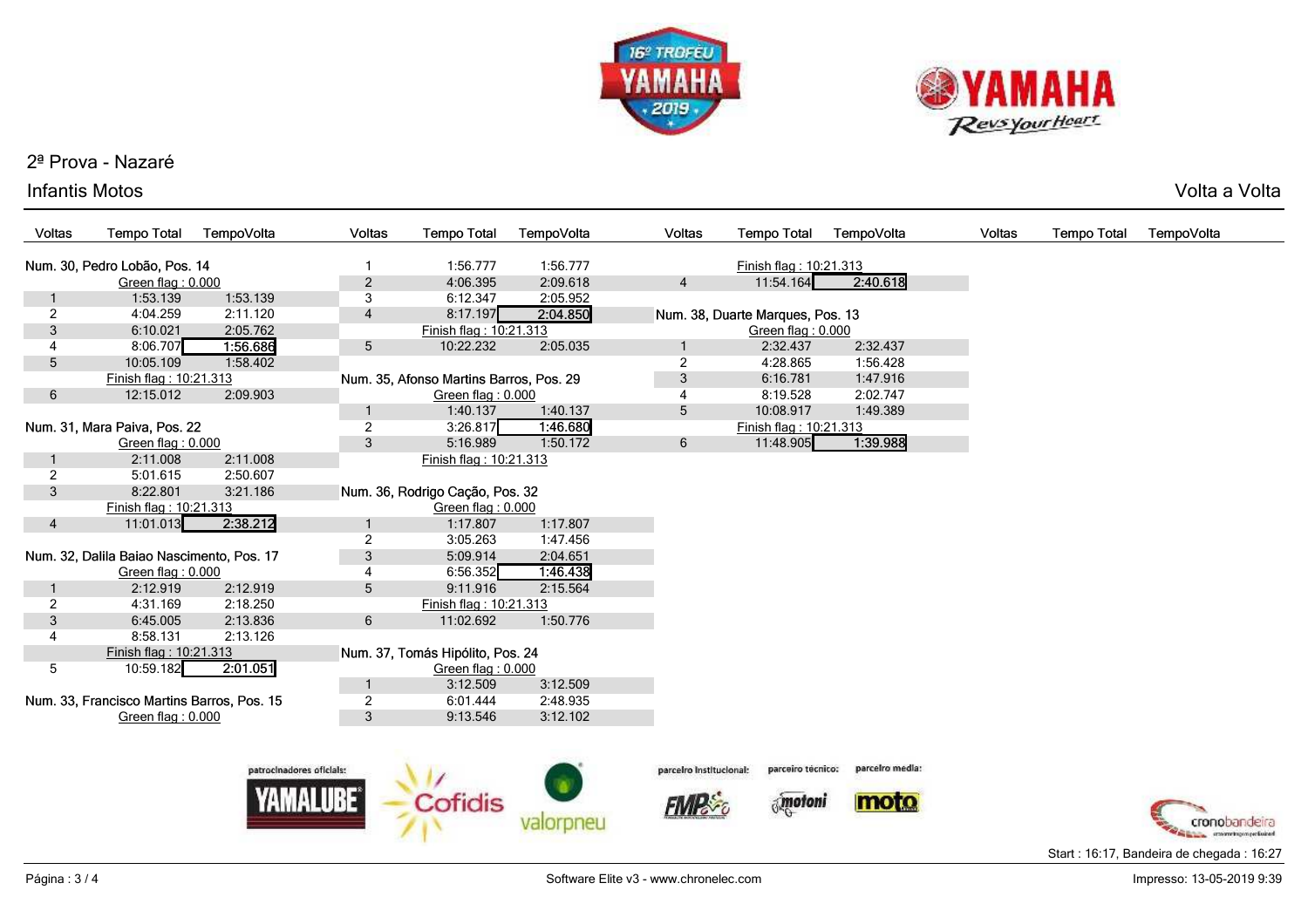2ª Prova - Nazaré

Infantis Motos

Volta a Volta

### Num. 30, Pedro Lobão, Pos. 14

| Voltas | Tempo Total | TempoVolta |
|---|---|---|
| | Green flag : 0.000 | |
| 1 | 1:53.139 | 1:53.139 |
| 2 | 4:04.259 | 2:11.120 |
| 3 | 6:10.021 | 2:05.762 |
| 4 | 8:06.707 | **1:56.686** |
| 5 | 10:05.109 | 1:58.402 |
| | Finish flag : 10:21.313 | |
| 6 | 12:15.012 | 2:09.903 |

### Num. 31, Mara Paiva, Pos. 22

| Voltas | Tempo Total | TempoVolta |
|---|---|---|
| | Green flag : 0.000 | |
| 1 | 2:11.008 | 2:11.008 |
| 2 | 5:01.615 | 2:50.607 |
| 3 | 8:22.801 | 3:21.186 |
| | Finish flag : 10:21.313 | |
| 4 | 11:01.013 | **2:38.212** |

### Num. 32, Dalila Baiao Nascimento, Pos. 17

| Voltas | Tempo Total | TempoVolta |
|---|---|---|
| | Green flag : 0.000 | |
| 1 | 2:12.919 | 2:12.919 |
| 2 | 4:31.169 | 2:18.250 |
| 3 | 6:45.005 | 2:13.836 |
| 4 | 8:58.131 | 2:13.126 |
| | Finish flag : 10:21.313 | |
| 5 | 10:59.182 | **2:01.051** |

### Num. 33, Francisco Martins Barros, Pos. 15

| Voltas | Tempo Total | TempoVolta |
|---|---|---|
| | Green flag : 0.000 | |
| 1 | 1:56.777 | 1:56.777 |
| 2 | 4:06.395 | 2:09.618 |
| 3 | 6:12.347 | 2:05.952 |
| 4 | 8:17.197 | **2:04.850** |
| | Finish flag : 10:21.313 | |
| 5 | 10:22.232 | 2:05.035 |

### Num. 35, Afonso Martins Barros, Pos. 29

| Voltas | Tempo Total | TempoVolta |
|---|---|---|
| | Green flag : 0.000 | |
| 1 | 1:40.137 | 1:40.137 |
| 2 | 3:26.817 | **1:46.680** |
| 3 | 5:16.989 | 1:50.172 |
| | Finish flag : 10:21.313 | |

### Num. 36, Rodrigo Cação, Pos. 32

| Voltas | Tempo Total | TempoVolta |
|---|---|---|
| | Green flag : 0.000 | |
| 1 | 1:17.807 | 1:17.807 |
| 2 | 3:05.263 | 1:47.456 |
| 3 | 5:09.914 | 2:04.651 |
| 4 | 6:56.352 | **1:46.438** |
| 5 | 9:11.916 | 2:15.564 |
| | Finish flag : 10:21.313 | |
| 6 | 11:02.692 | 1:50.776 |

### Num. 37, Tomás Hipólito, Pos. 24

| Voltas | Tempo Total | TempoVolta |
|---|---|---|
| | Green flag : 0.000 | |
| 1 | 3:12.509 | 3:12.509 |
| 2 | 6:01.444 | 2:48.935 |
| 3 | 9:13.546 | 3:12.102 |
| | Finish flag : 10:21.313 | |
| 4 | 11:54.164 | **2:40.618** |

### Num. 38, Duarte Marques, Pos. 13

| Voltas | Tempo Total | TempoVolta |
|---|---|---|
| | Green flag : 0.000 | |
| 1 | 2:32.437 | 2:32.437 |
| 2 | 4:28.865 | 1:56.428 |
| 3 | 6:16.781 | 1:47.916 |
| 4 | 8:19.528 | 2:02.747 |
| 5 | 10:08.917 | 1:49.389 |
| | Finish flag : 10:21.313 | |
| 6 | 11:48.905 | **1:39.988** |

Start : 16:17, Bandeira de chegada : 16:27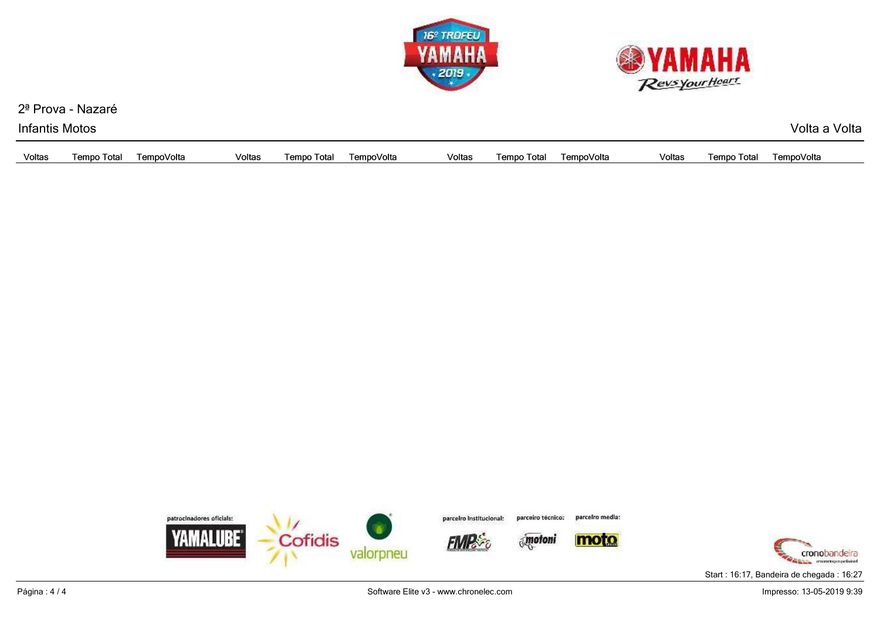2ª Prova - Nazaré

Infantis Motos

Volta a Volta

| Voltas | Tempo Total | TempoVolta | Voltas | Tempo Total | TempoVolta | Voltas | Tempo Total | TempoVolta | Voltas | Tempo Total | TempoVolta |
|---|---|---|---|---|---|---|---|---|---|---|---|

patrocinadores oficiais: YAMALUBE Cofidis valorpneu

parceiro institucional: FMP

parceiro técnico: motoni

parceiro media: moto

Start : 16:17, Bandeira de chegada : 16:27

Software Elite v3 - www.chronelec.com

Impresso: 13-05-2019 9:39